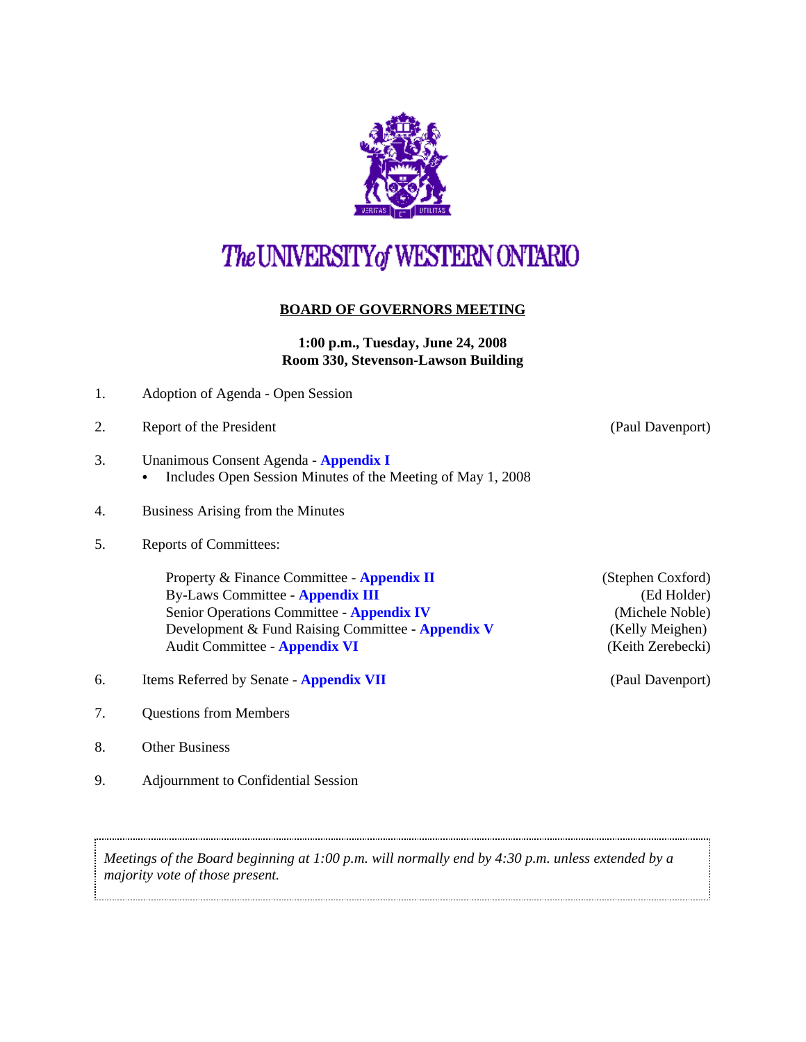# The UNIVERSITY of WESTERN ONTARIO

## BOARD OF GOVERNORS MEETING

**1:00 p.m., Tuesday, June 24, 2008**
**Room 330, Stevenson-Lawson Building**

1. Adoption of Agenda - Open Session
2. Report of the President (Paul Davenport)
3. Unanimous Consent Agenda - **Appendix I**
   - Includes Open Session Minutes of the Meeting of May 1, 2008
4. Business Arising from the Minutes
5. Reports of Committees:

   Property & Finance Committee - **Appendix II** (Stephen Coxford)
   By-Laws Committee - **Appendix III** (Ed Holder)
   Senior Operations Committee - **Appendix IV** (Michele Noble)
   Development & Fund Raising Committee - **Appendix V** (Kelly Meighen)
   Audit Committee - **Appendix VI** (Keith Zerebecki)

6. Items Referred by Senate - **Appendix VII** (Paul Davenport)
7. Questions from Members
8. Other Business
9. Adjournment to Confidential Session

*Meetings of the Board beginning at 1:00 p.m. will normally end by 4:30 p.m. unless extended by a majority vote of those present.*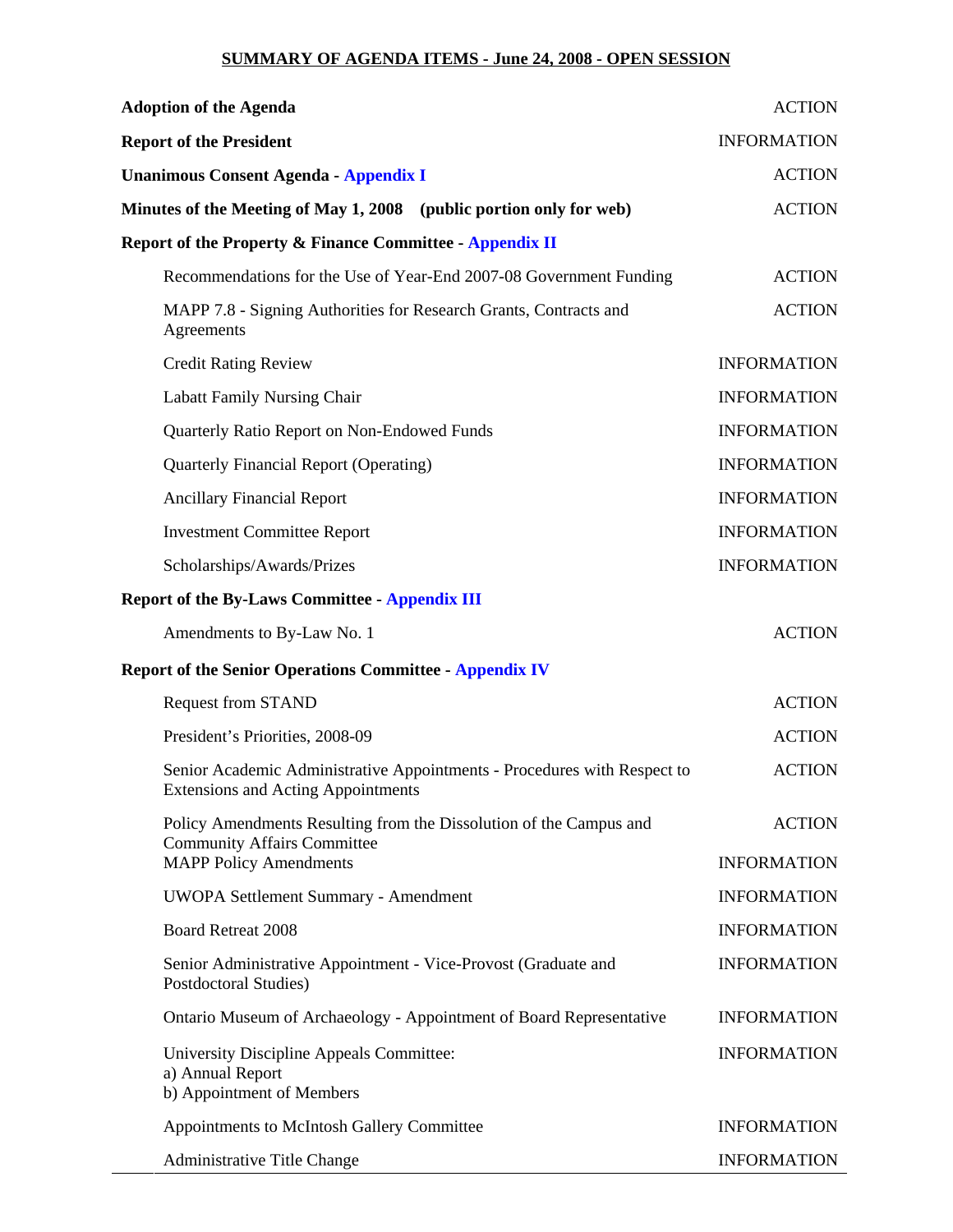## SUMMARY OF AGENDA ITEMS - June 24, 2008 - OPEN SESSION

| | |
|---|---|
| **Adoption of the Agenda** | ACTION |
| **Report of the President** | INFORMATION |
| **Unanimous Consent Agenda - Appendix I** | ACTION |
| **Minutes of the Meeting of May 1, 2008 (public portion only for web)** | ACTION |
| **Report of the Property & Finance Committee - Appendix II** | |
| Recommendations for the Use of Year-End 2007-08 Government Funding | ACTION |
| MAPP 7.8 - Signing Authorities for Research Grants, Contracts and Agreements | ACTION |
| Credit Rating Review | INFORMATION |
| Labatt Family Nursing Chair | INFORMATION |
| Quarterly Ratio Report on Non-Endowed Funds | INFORMATION |
| Quarterly Financial Report (Operating) | INFORMATION |
| Ancillary Financial Report | INFORMATION |
| Investment Committee Report | INFORMATION |
| Scholarships/Awards/Prizes | INFORMATION |
| **Report of the By-Laws Committee - Appendix III** | |
| Amendments to By-Law No. 1 | ACTION |
| **Report of the Senior Operations Committee - Appendix IV** | |
| Request from STAND | ACTION |
| President's Priorities, 2008-09 | ACTION |
| Senior Academic Administrative Appointments - Procedures with Respect to Extensions and Acting Appointments | ACTION |
| Policy Amendments Resulting from the Dissolution of the Campus and Community Affairs Committee | ACTION |
| MAPP Policy Amendments | INFORMATION |
| UWOPA Settlement Summary - Amendment | INFORMATION |
| Board Retreat 2008 | INFORMATION |
| Senior Administrative Appointment - Vice-Provost (Graduate and Postdoctoral Studies) | INFORMATION |
| Ontario Museum of Archaeology - Appointment of Board Representative | INFORMATION |
| University Discipline Appeals Committee: a) Annual Report b) Appointment of Members | INFORMATION |
| Appointments to McIntosh Gallery Committee | INFORMATION |
| Administrative Title Change | INFORMATION |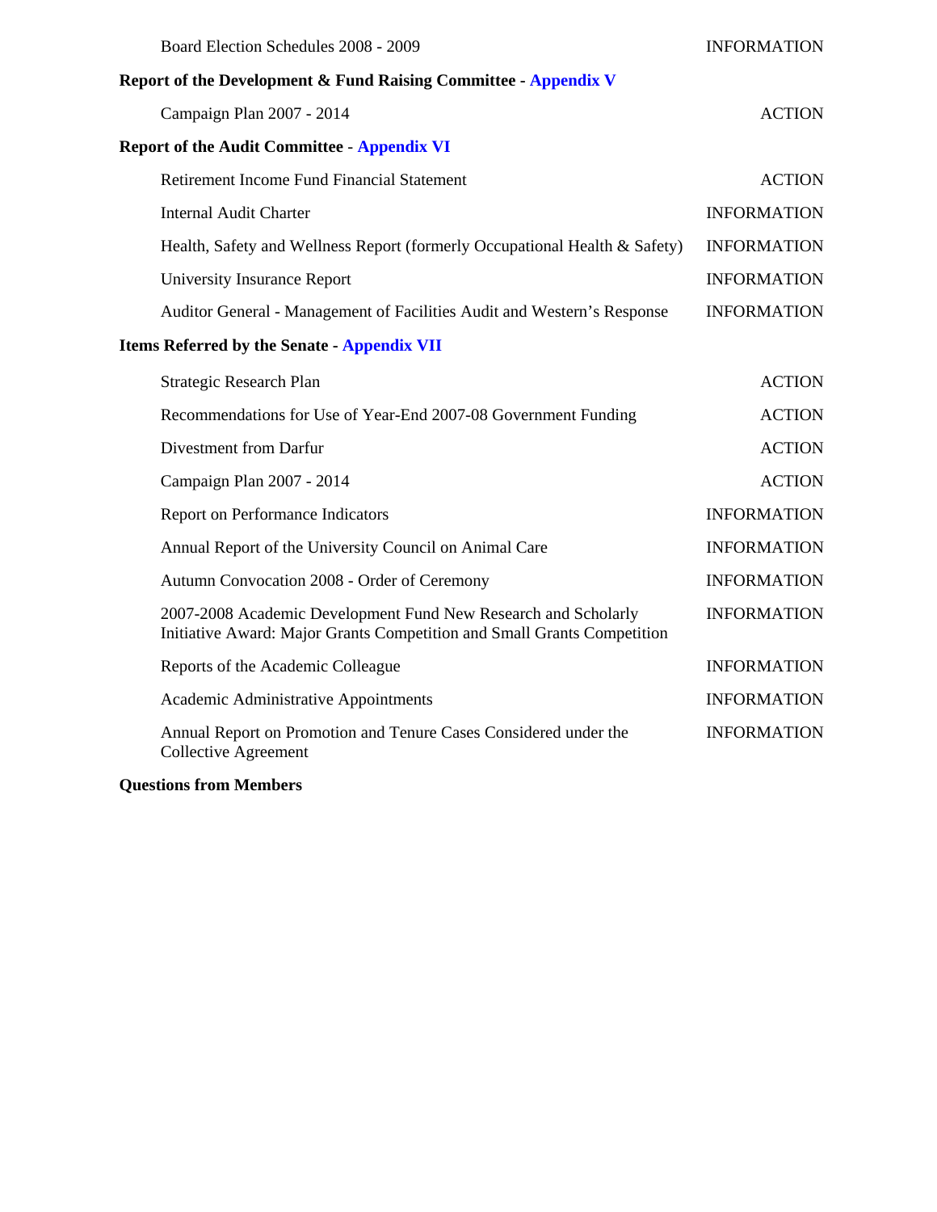| | |
|---|---|
| Board Election Schedules 2008 - 2009 | INFORMATION |

**Report of the Development & Fund Raising Committee - Appendix V**

| | |
|---|---|
| Campaign Plan 2007 - 2014 | ACTION |

**Report of the Audit Committee - Appendix VI**

| | |
|---|---|
| Retirement Income Fund Financial Statement | ACTION |
| Internal Audit Charter | INFORMATION |
| Health, Safety and Wellness Report (formerly Occupational Health & Safety) | INFORMATION |
| University Insurance Report | INFORMATION |
| Auditor General - Management of Facilities Audit and Western's Response | INFORMATION |

**Items Referred by the Senate - Appendix VII**

| | |
|---|---|
| Strategic Research Plan | ACTION |
| Recommendations for Use of Year-End 2007-08 Government Funding | ACTION |
| Divestment from Darfur | ACTION |
| Campaign Plan 2007 - 2014 | ACTION |
| Report on Performance Indicators | INFORMATION |
| Annual Report of the University Council on Animal Care | INFORMATION |
| Autumn Convocation 2008 - Order of Ceremony | INFORMATION |
| 2007-2008 Academic Development Fund New Research and Scholarly Initiative Award: Major Grants Competition and Small Grants Competition | INFORMATION |
| Reports of the Academic Colleague | INFORMATION |
| Academic Administrative Appointments | INFORMATION |
| Annual Report on Promotion and Tenure Cases Considered under the Collective Agreement | INFORMATION |

**Questions from Members**